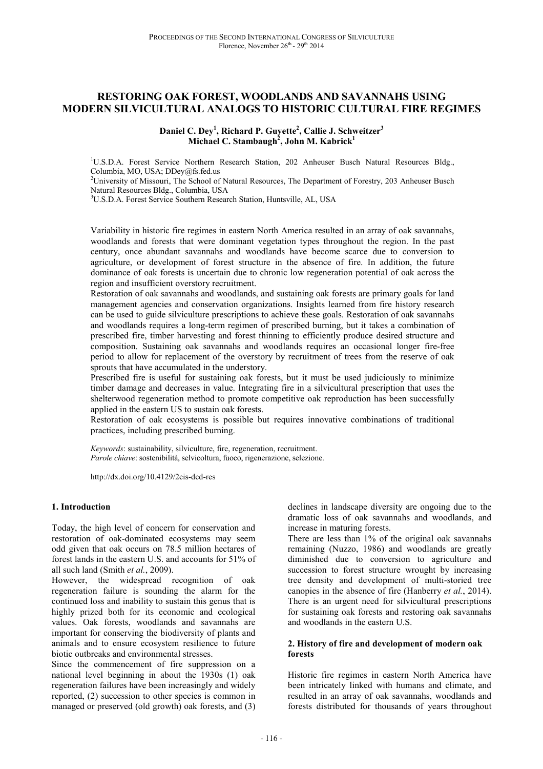# RESTORING OAK FOREST, WOODLANDS AND SAVANNAHS USING MODERN SILVICULTURAL ANALOGS TO HISTORIC CULTURAL FIRE REGIMES

**Daniel C. Dey[1], Richard P. Guyette[2], Callie J. Schweitzer[3] Michael C. Stambaugh[2], John M. Kabrick[1]**

[1]U.S.D.A. Forest Service Northern Research Station, 202 Anheuser Busch Natural Resources Bldg., Columbia, MO, USA; DDey@fs.fed.us

[2]University of Missouri, The School of Natural Resources, The Department of Forestry, 203 Anheuser Busch Natural Resources Bldg., Columbia, USA

[3]U.S.D.A. Forest Service Southern Research Station, Huntsville, AL, USA

Variability in historic fire regimes in eastern North America resulted in an array of oak savannahs, woodlands and forests that were dominant vegetation types throughout the region. In the past century, once abundant savannahs and woodlands have become scarce due to conversion to agriculture, or development of forest structure in the absence of fire. In addition, the future dominance of oak forests is uncertain due to chronic low regeneration potential of oak across the region and insufficient overstory recruitment.

Restoration of oak savannahs and woodlands, and sustaining oak forests are primary goals for land management agencies and conservation organizations. Insights learned from fire history research can be used to guide silviculture prescriptions to achieve these goals. Restoration of oak savannahs and woodlands requires a long-term regimen of prescribed burning, but it takes a combination of prescribed fire, timber harvesting and forest thinning to efficiently produce desired structure and composition. Sustaining oak savannahs and woodlands requires an occasional longer fire-free period to allow for replacement of the overstory by recruitment of trees from the reserve of oak sprouts that have accumulated in the understory.

Prescribed fire is useful for sustaining oak forests, but it must be used judiciously to minimize timber damage and decreases in value. Integrating fire in a silvicultural prescription that uses the shelterwood regeneration method to promote competitive oak reproduction has been successfully applied in the eastern US to sustain oak forests.

Restoration of oak ecosystems is possible but requires innovative combinations of traditional practices, including prescribed burning.

*Keywords*: sustainability, silviculture, fire, regeneration, recruitment.
*Parole chiave*: sostenibilità, selvicoltura, fuoco, rigenerazione, selezione.

http://dx.doi.org/10.4129/2cis-dcd-res

## 1. Introduction

Today, the high level of concern for conservation and restoration of oak-dominated ecosystems may seem odd given that oak occurs on 78.5 million hectares of forest lands in the eastern U.S. and accounts for 51% of all such land (Smith *et al.*, 2009).

However, the widespread recognition of oak regeneration failure is sounding the alarm for the continued loss and inability to sustain this genus that is highly prized both for its economic and ecological values. Oak forests, woodlands and savannahs are important for conserving the biodiversity of plants and animals and to ensure ecosystem resilience to future biotic outbreaks and environmental stresses.

Since the commencement of fire suppression on a national level beginning in about the 1930s (1) oak regeneration failures have been increasingly and widely reported, (2) succession to other species is common in managed or preserved (old growth) oak forests, and (3) declines in landscape diversity are ongoing due to the dramatic loss of oak savannahs and woodlands, and increase in maturing forests.

There are less than 1% of the original oak savannahs remaining (Nuzzo, 1986) and woodlands are greatly diminished due to conversion to agriculture and succession to forest structure wrought by increasing tree density and development of multi-storied tree canopies in the absence of fire (Hanberry *et al.*, 2014). There is an urgent need for silvicultural prescriptions for sustaining oak forests and restoring oak savannahs and woodlands in the eastern U.S.

## 2. History of fire and development of modern oak forests

Historic fire regimes in eastern North America have been intricately linked with humans and climate, and resulted in an array of oak savannahs, woodlands and forests distributed for thousands of years throughout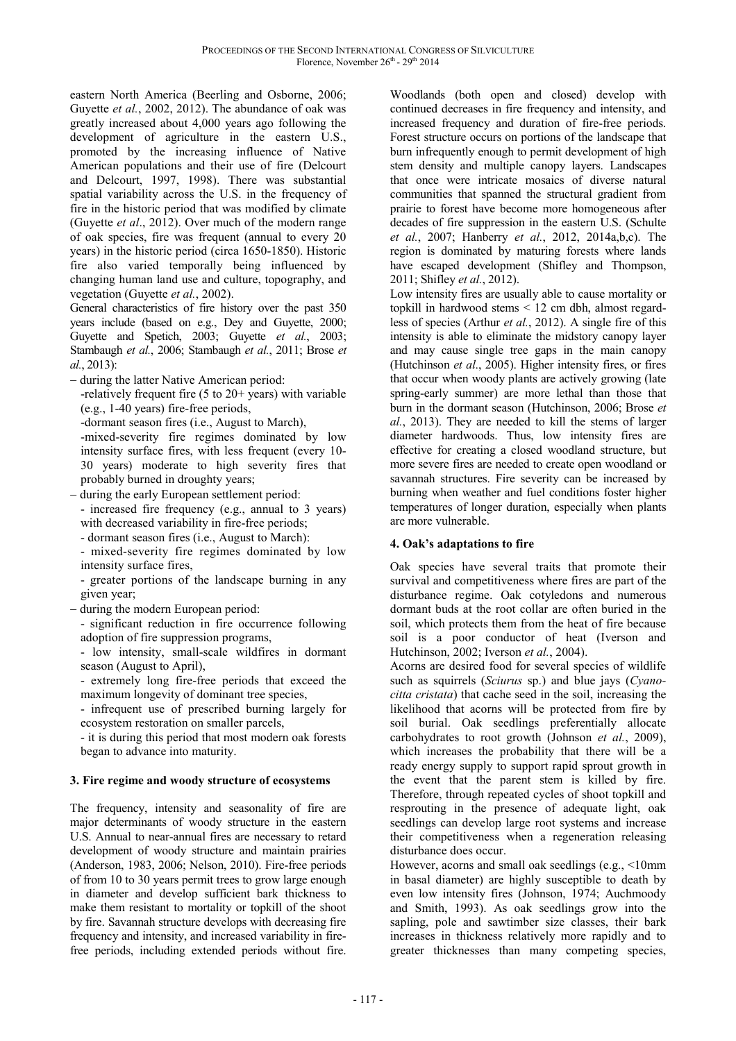eastern North America (Beerling and Osborne, 2006; Guyette *et al.*, 2002, 2012). The abundance of oak was greatly increased about 4,000 years ago following the development of agriculture in the eastern U.S., promoted by the increasing influence of Native American populations and their use of fire (Delcourt and Delcourt, 1997, 1998). There was substantial spatial variability across the U.S. in the frequency of fire in the historic period that was modified by climate (Guyette *et al*., 2012). Over much of the modern range of oak species, fire was frequent (annual to every 20 years) in the historic period (circa 1650-1850). Historic fire also varied temporally being influenced by changing human land use and culture, topography, and vegetation (Guyette *et al.*, 2002).

General characteristics of fire history over the past 350 years include (based on e.g., Dey and Guyette, 2000; Guyette and Spetich, 2003; Guyette *et al.*, 2003; Stambaugh *et al.*, 2006; Stambaugh *et al.*, 2011; Brose *et al.*, 2013):

- during the latter Native American period:
  - relatively frequent fire (5 to 20+ years) with variable (e.g., 1-40 years) fire-free periods,
  - dormant season fires (i.e., August to March),
  - mixed-severity fire regimes dominated by low intensity surface fires, with less frequent (every 10-30 years) moderate to high severity fires that probably burned in droughty years;
- during the early European settlement period:
  - increased fire frequency (e.g., annual to 3 years) with decreased variability in fire-free periods;
  - dormant season fires (i.e., August to March):
  - mixed-severity fire regimes dominated by low intensity surface fires,
  - greater portions of the landscape burning in any given year;
- during the modern European period:
  - significant reduction in fire occurrence following adoption of fire suppression programs,
  - low intensity, small-scale wildfires in dormant season (August to April),
  - extremely long fire-free periods that exceed the maximum longevity of dominant tree species,
  - infrequent use of prescribed burning largely for ecosystem restoration on smaller parcels,
  - it is during this period that most modern oak forests began to advance into maturity.

## 3. Fire regime and woody structure of ecosystems

The frequency, intensity and seasonality of fire are major determinants of woody structure in the eastern U.S. Annual to near-annual fires are necessary to retard development of woody structure and maintain prairies (Anderson, 1983, 2006; Nelson, 2010). Fire-free periods of from 10 to 30 years permit trees to grow large enough in diameter and develop sufficient bark thickness to make them resistant to mortality or topkill of the shoot by fire. Savannah structure develops with decreasing fire frequency and intensity, and increased variability in fire-free periods, including extended periods without fire. Woodlands (both open and closed) develop with continued decreases in fire frequency and intensity, and increased frequency and duration of fire-free periods. Forest structure occurs on portions of the landscape that burn infrequently enough to permit development of high stem density and multiple canopy layers. Landscapes that once were intricate mosaics of diverse natural communities that spanned the structural gradient from prairie to forest have become more homogeneous after decades of fire suppression in the eastern U.S. (Schulte *et al.*, 2007; Hanberry *et al.*, 2012, 2014a,b,c). The region is dominated by maturing forests where lands have escaped development (Shifley and Thompson, 2011; Shifley *et al.*, 2012).

Low intensity fires are usually able to cause mortality or topkill in hardwood stems < 12 cm dbh, almost regardless of species (Arthur *et al.*, 2012). A single fire of this intensity is able to eliminate the midstory canopy layer and may cause single tree gaps in the main canopy (Hutchinson *et al*., 2005). Higher intensity fires, or fires that occur when woody plants are actively growing (late spring-early summer) are more lethal than those that burn in the dormant season (Hutchinson, 2006; Brose *et al.*, 2013). They are needed to kill the stems of larger diameter hardwoods. Thus, low intensity fires are effective for creating a closed woodland structure, but more severe fires are needed to create open woodland or savannah structures. Fire severity can be increased by burning when weather and fuel conditions foster higher temperatures of longer duration, especially when plants are more vulnerable.

## 4. Oak's adaptations to fire

Oak species have several traits that promote their survival and competitiveness where fires are part of the disturbance regime. Oak cotyledons and numerous dormant buds at the root collar are often buried in the soil, which protects them from the heat of fire because soil is a poor conductor of heat (Iverson and Hutchinson, 2002; Iverson *et al.*, 2004).

Acorns are desired food for several species of wildlife such as squirrels (*Sciurus* sp.) and blue jays (*Cyanocitta cristata*) that cache seed in the soil, increasing the likelihood that acorns will be protected from fire by soil burial. Oak seedlings preferentially allocate carbohydrates to root growth (Johnson *et al.*, 2009), which increases the probability that there will be a ready energy supply to support rapid sprout growth in the event that the parent stem is killed by fire. Therefore, through repeated cycles of shoot topkill and resprouting in the presence of adequate light, oak seedlings can develop large root systems and increase their competitiveness when a regeneration releasing disturbance does occur.

However, acorns and small oak seedlings (e.g., <10mm in basal diameter) are highly susceptible to death by even low intensity fires (Johnson, 1974; Auchmoody and Smith, 1993). As oak seedlings grow into the sapling, pole and sawtimber size classes, their bark increases in thickness relatively more rapidly and to greater thicknesses than many competing species,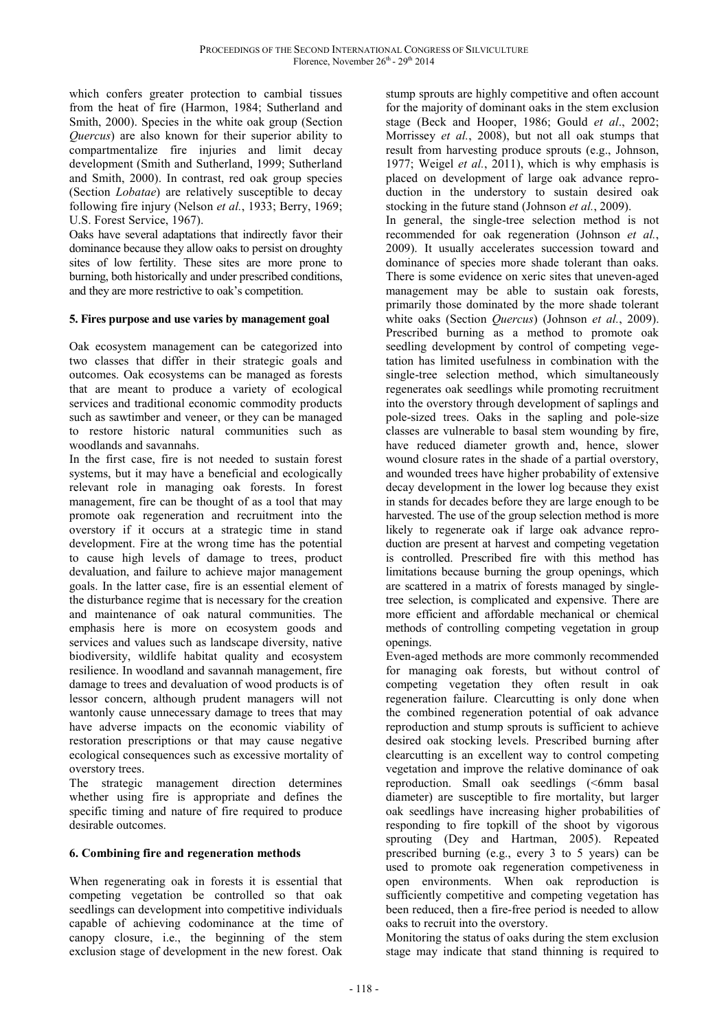which confers greater protection to cambial tissues from the heat of fire (Harmon, 1984; Sutherland and Smith, 2000). Species in the white oak group (Section *Quercus*) are also known for their superior ability to compartmentalize fire injuries and limit decay development (Smith and Sutherland, 1999; Sutherland and Smith, 2000). In contrast, red oak group species (Section *Lobatae*) are relatively susceptible to decay following fire injury (Nelson *et al.*, 1933; Berry, 1969; U.S. Forest Service, 1967).

Oaks have several adaptations that indirectly favor their dominance because they allow oaks to persist on droughty sites of low fertility. These sites are more prone to burning, both historically and under prescribed conditions, and they are more restrictive to oak's competition.

## 5. Fires purpose and use varies by management goal

Oak ecosystem management can be categorized into two classes that differ in their strategic goals and outcomes. Oak ecosystems can be managed as forests that are meant to produce a variety of ecological services and traditional economic commodity products such as sawtimber and veneer, or they can be managed to restore historic natural communities such as woodlands and savannahs.

In the first case, fire is not needed to sustain forest systems, but it may have a beneficial and ecologically relevant role in managing oak forests. In forest management, fire can be thought of as a tool that may promote oak regeneration and recruitment into the overstory if it occurs at a strategic time in stand development. Fire at the wrong time has the potential to cause high levels of damage to trees, product devaluation, and failure to achieve major management goals. In the latter case, fire is an essential element of the disturbance regime that is necessary for the creation and maintenance of oak natural communities. The emphasis here is more on ecosystem goods and services and values such as landscape diversity, native biodiversity, wildlife habitat quality and ecosystem resilience. In woodland and savannah management, fire damage to trees and devaluation of wood products is of lessor concern, although prudent managers will not wantonly cause unnecessary damage to trees that may have adverse impacts on the economic viability of restoration prescriptions or that may cause negative ecological consequences such as excessive mortality of overstory trees.

The strategic management direction determines whether using fire is appropriate and defines the specific timing and nature of fire required to produce desirable outcomes.

## 6. Combining fire and regeneration methods

When regenerating oak in forests it is essential that competing vegetation be controlled so that oak seedlings can development into competitive individuals capable of achieving codominance at the time of canopy closure, i.e., the beginning of the stem exclusion stage of development in the new forest. Oak stump sprouts are highly competitive and often account for the majority of dominant oaks in the stem exclusion stage (Beck and Hooper, 1986; Gould *et al*., 2002; Morrissey *et al.*, 2008), but not all oak stumps that result from harvesting produce sprouts (e.g., Johnson, 1977; Weigel *et al.*, 2011), which is why emphasis is placed on development of large oak advance reproduction in the understory to sustain desired oak stocking in the future stand (Johnson *et al.*, 2009).

In general, the single-tree selection method is not recommended for oak regeneration (Johnson *et al.*, 2009). It usually accelerates succession toward and dominance of species more shade tolerant than oaks. There is some evidence on xeric sites that uneven-aged management may be able to sustain oak forests, primarily those dominated by the more shade tolerant white oaks (Section *Quercus*) (Johnson *et al.*, 2009). Prescribed burning as a method to promote oak seedling development by control of competing vegetation has limited usefulness in combination with the single-tree selection method, which simultaneously regenerates oak seedlings while promoting recruitment into the overstory through development of saplings and pole-sized trees. Oaks in the sapling and pole-size classes are vulnerable to basal stem wounding by fire, have reduced diameter growth and, hence, slower wound closure rates in the shade of a partial overstory, and wounded trees have higher probability of extensive decay development in the lower log because they exist in stands for decades before they are large enough to be harvested. The use of the group selection method is more likely to regenerate oak if large oak advance reproduction are present at harvest and competing vegetation is controlled. Prescribed fire with this method has limitations because burning the group openings, which are scattered in a matrix of forests managed by single-tree selection, is complicated and expensive. There are more efficient and affordable mechanical or chemical methods of controlling competing vegetation in group openings.

Even-aged methods are more commonly recommended for managing oak forests, but without control of competing vegetation they often result in oak regeneration failure. Clearcutting is only done when the combined regeneration potential of oak advance reproduction and stump sprouts is sufficient to achieve desired oak stocking levels. Prescribed burning after clearcutting is an excellent way to control competing vegetation and improve the relative dominance of oak reproduction. Small oak seedlings (<6mm basal diameter) are susceptible to fire mortality, but larger oak seedlings have increasing higher probabilities of responding to fire topkill of the shoot by vigorous sprouting (Dey and Hartman, 2005). Repeated prescribed burning (e.g., every 3 to 5 years) can be used to promote oak regeneration competiveness in open environments. When oak reproduction is sufficiently competitive and competing vegetation has been reduced, then a fire-free period is needed to allow oaks to recruit into the overstory.

Monitoring the status of oaks during the stem exclusion stage may indicate that stand thinning is required to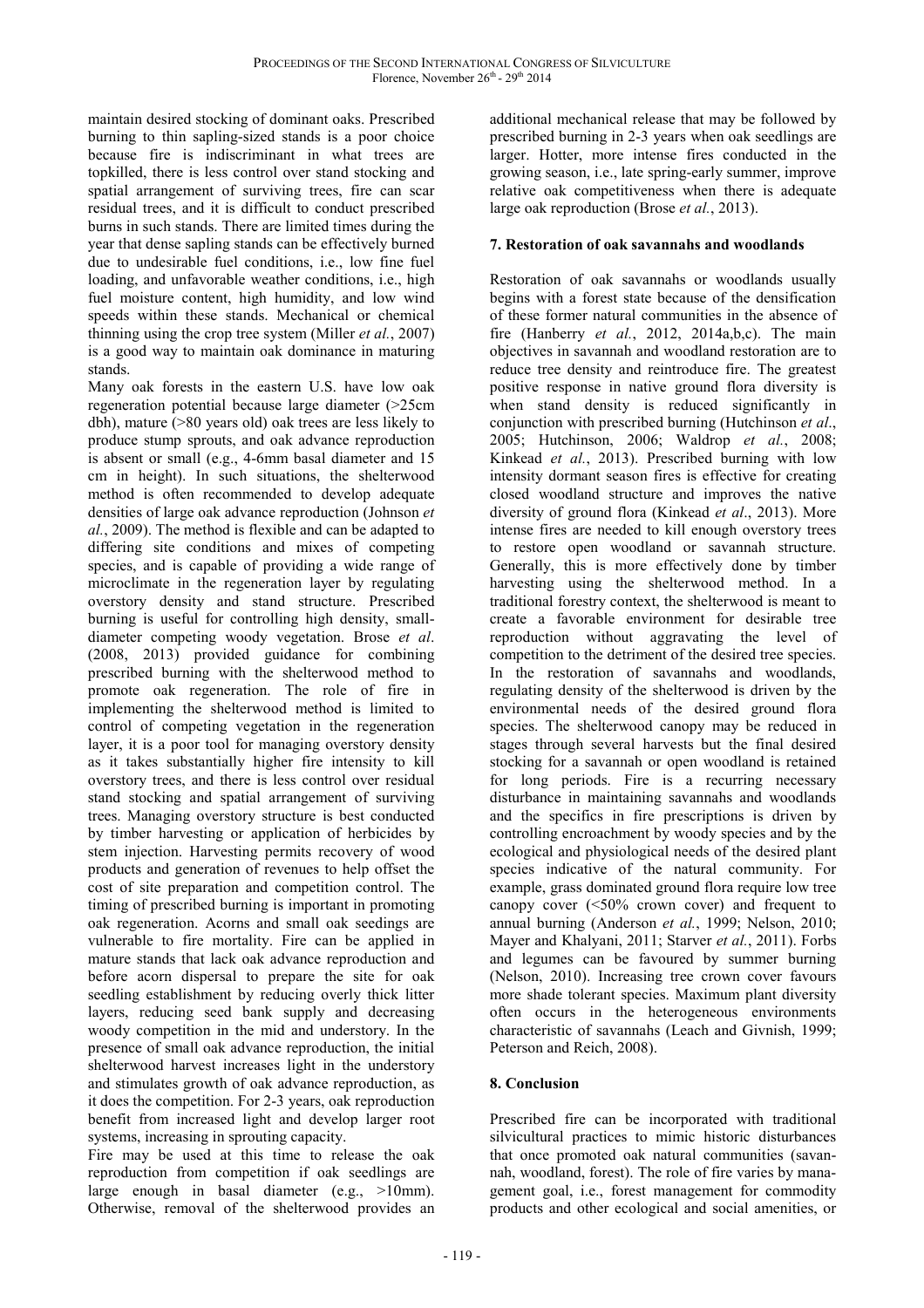maintain desired stocking of dominant oaks. Prescribed burning to thin sapling-sized stands is a poor choice because fire is indiscriminant in what trees are topkilled, there is less control over stand stocking and spatial arrangement of surviving trees, fire can scar residual trees, and it is difficult to conduct prescribed burns in such stands. There are limited times during the year that dense sapling stands can be effectively burned due to undesirable fuel conditions, i.e., low fine fuel loading, and unfavorable weather conditions, i.e., high fuel moisture content, high humidity, and low wind speeds within these stands. Mechanical or chemical thinning using the crop tree system (Miller *et al.*, 2007) is a good way to maintain oak dominance in maturing stands.

Many oak forests in the eastern U.S. have low oak regeneration potential because large diameter (>25cm dbh), mature (>80 years old) oak trees are less likely to produce stump sprouts, and oak advance reproduction is absent or small (e.g., 4-6mm basal diameter and 15 cm in height). In such situations, the shelterwood method is often recommended to develop adequate densities of large oak advance reproduction (Johnson *et al.*, 2009). The method is flexible and can be adapted to differing site conditions and mixes of competing species, and is capable of providing a wide range of microclimate in the regeneration layer by regulating overstory density and stand structure. Prescribed burning is useful for controlling high density, small-diameter competing woody vegetation. Brose *et al*. (2008, 2013) provided guidance for combining prescribed burning with the shelterwood method to promote oak regeneration. The role of fire in implementing the shelterwood method is limited to control of competing vegetation in the regeneration layer, it is a poor tool for managing overstory density as it takes substantially higher fire intensity to kill overstory trees, and there is less control over residual stand stocking and spatial arrangement of surviving trees. Managing overstory structure is best conducted by timber harvesting or application of herbicides by stem injection. Harvesting permits recovery of wood products and generation of revenues to help offset the cost of site preparation and competition control. The timing of prescribed burning is important in promoting oak regeneration. Acorns and small oak seedlings are vulnerable to fire mortality. Fire can be applied in mature stands that lack oak advance reproduction and before acorn dispersal to prepare the site for oak seedling establishment by reducing overly thick litter layers, reducing seed bank supply and decreasing woody competition in the mid and understory. In the presence of small oak advance reproduction, the initial shelterwood harvest increases light in the understory and stimulates growth of oak advance reproduction, as it does the competition. For 2-3 years, oak reproduction benefit from increased light and develop larger root systems, increasing in sprouting capacity.

Fire may be used at this time to release the oak reproduction from competition if oak seedlings are large enough in basal diameter (e.g., >10mm). Otherwise, removal of the shelterwood provides an additional mechanical release that may be followed by prescribed burning in 2-3 years when oak seedlings are larger. Hotter, more intense fires conducted in the growing season, i.e., late spring-early summer, improve relative oak competitiveness when there is adequate large oak reproduction (Brose *et al.*, 2013).

## 7. Restoration of oak savannahs and woodlands

Restoration of oak savannahs or woodlands usually begins with a forest state because of the densification of these former natural communities in the absence of fire (Hanberry *et al.*, 2012, 2014a,b,c). The main objectives in savannah and woodland restoration are to reduce tree density and reintroduce fire. The greatest positive response in native ground flora diversity is when stand density is reduced significantly in conjunction with prescribed burning (Hutchinson *et al*., 2005; Hutchinson, 2006; Waldrop *et al.*, 2008; Kinkead *et al.*, 2013). Prescribed burning with low intensity dormant season fires is effective for creating closed woodland structure and improves the native diversity of ground flora (Kinkead *et al*., 2013). More intense fires are needed to kill enough overstory trees to restore open woodland or savannah structure. Generally, this is more effectively done by timber harvesting using the shelterwood method. In a traditional forestry context, the shelterwood is meant to create a favorable environment for desirable tree reproduction without aggravating the level of competition to the detriment of the desired tree species. In the restoration of savannahs and woodlands, regulating density of the shelterwood is driven by the environmental needs of the desired ground flora species. The shelterwood canopy may be reduced in stages through several harvests but the final desired stocking for a savannah or open woodland is retained for long periods. Fire is a recurring necessary disturbance in maintaining savannahs and woodlands and the specifics in fire prescriptions is driven by controlling encroachment by woody species and by the ecological and physiological needs of the desired plant species indicative of the natural community. For example, grass dominated ground flora require low tree canopy cover (<50% crown cover) and frequent to annual burning (Anderson *et al.*, 1999; Nelson, 2010; Mayer and Khalyani, 2011; Starver *et al.*, 2011). Forbs and legumes can be favoured by summer burning (Nelson, 2010). Increasing tree crown cover favours more shade tolerant species. Maximum plant diversity often occurs in the heterogeneous environments characteristic of savannahs (Leach and Givnish, 1999; Peterson and Reich, 2008).

## 8. Conclusion

Prescribed fire can be incorporated with traditional silvicultural practices to mimic historic disturbances that once promoted oak natural communities (savannah, woodland, forest). The role of fire varies by management goal, i.e., forest management for commodity products and other ecological and social amenities, or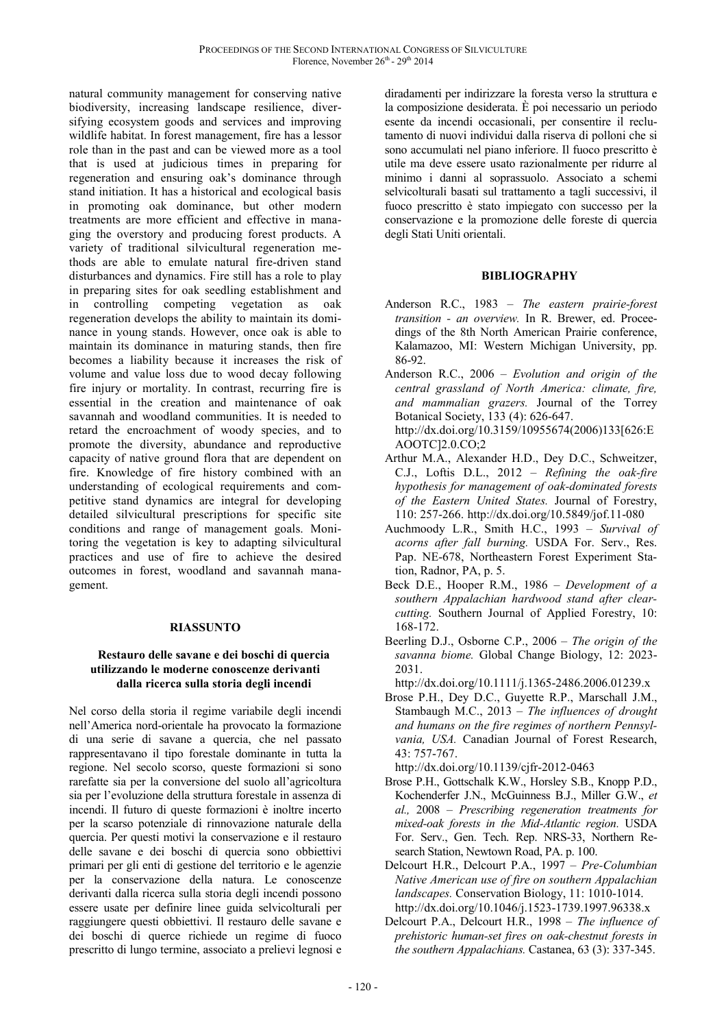natural community management for conserving native biodiversity, increasing landscape resilience, diversifying ecosystem goods and services and improving wildlife habitat. In forest management, fire has a lessor role than in the past and can be viewed more as a tool that is used at judicious times in preparing for regeneration and ensuring oak's dominance through stand initiation. It has a historical and ecological basis in promoting oak dominance, but other modern treatments are more efficient and effective in managing the overstory and producing forest products. A variety of traditional silvicultural regeneration methods are able to emulate natural fire-driven stand disturbances and dynamics. Fire still has a role to play in preparing sites for oak seedling establishment and in controlling competing vegetation as oak regeneration develops the ability to maintain its dominance in young stands. However, once oak is able to maintain its dominance in maturing stands, then fire becomes a liability because it increases the risk of volume and value loss due to wood decay following fire injury or mortality. In contrast, recurring fire is essential in the creation and maintenance of oak savannah and woodland communities. It is needed to retard the encroachment of woody species, and to promote the diversity, abundance and reproductive capacity of native ground flora that are dependent on fire. Knowledge of fire history combined with an understanding of ecological requirements and competitive stand dynamics are integral for developing detailed silvicultural prescriptions for specific site conditions and range of management goals. Monitoring the vegetation is key to adapting silvicultural practices and use of fire to achieve the desired outcomes in forest, woodland and savannah management.

## RIASSUNTO

### Restauro delle savane e dei boschi di quercia utilizzando le moderne conoscenze derivanti dalla ricerca sulla storia degli incendi

Nel corso della storia il regime variabile degli incendi nell'America nord-orientale ha provocato la formazione di una serie di savane a quercia, che nel passato rappresentavano il tipo forestale dominante in tutta la regione. Nel secolo scorso, queste formazioni si sono rarefatte sia per la conversione del suolo all'agricoltura sia per l'evoluzione della struttura forestale in assenza di incendi. Il futuro di queste formazioni è inoltre incerto per la scarso potenziale di rinnovazione naturale della quercia. Per questi motivi la conservazione e il restauro delle savane e dei boschi di quercia sono obbiettivi primari per gli enti di gestione del territorio e le agenzie per la conservazione della natura. Le conoscenze derivanti dalla ricerca sulla storia degli incendi possono essere usate per definire linee guida selvicolturali per raggiungere questi obbiettivi. Il restauro delle savane e dei boschi di querce richiede un regime di fuoco prescritto di lungo termine, associato a prelievi legnosi e diradamenti per indirizzare la foresta verso la struttura e la composizione desiderata. È poi necessario un periodo esente da incendi occasionali, per consentire il reclutamento di nuovi individui dalla riserva di polloni che si sono accumulati nel piano inferiore. Il fuoco prescritto è utile ma deve essere usato razionalmente per ridurre al minimo i danni al soprassuolo. Associato a schemi selvicolturali basati sul trattamento a tagli successivi, il fuoco prescritto è stato impiegato con successo per la conservazione e la promozione delle foreste di quercia degli Stati Uniti orientali.

## BIBLIOGRAPHY

- Anderson R.C., 1983 – *The eastern prairie-forest transition - an overview.* In R. Brewer, ed. Proceedings of the 8th North American Prairie conference, Kalamazoo, MI: Western Michigan University, pp. 86-92.
- Anderson R.C., 2006 – *Evolution and origin of the central grassland of North America: climate, fire, and mammalian grazers.* Journal of the Torrey Botanical Society, 133 (4): 626-647. http://dx.doi.org/10.3159/10955674(2006)133[626:EAOOTC]2.0.CO;2
- Arthur M.A., Alexander H.D., Dey D.C., Schweitzer, C.J., Loftis D.L., 2012 – *Refining the oak-fire hypothesis for management of oak-dominated forests of the Eastern United States.* Journal of Forestry, 110: 257-266. http://dx.doi.org/10.5849/jof.11-080
- Auchmoody L.R., Smith H.C., 1993 – *Survival of acorns after fall burning.* USDA For. Serv., Res. Pap. NE-678, Northeastern Forest Experiment Station, Radnor, PA, p. 5.
- Beck D.E., Hooper R.M., 1986 – *Development of a southern Appalachian hardwood stand after clearcutting.* Southern Journal of Applied Forestry, 10: 168-172.
- Beerling D.J., Osborne C.P., 2006 – *The origin of the savanna biome.* Global Change Biology, 12: 2023-2031. http://dx.doi.org/10.1111/j.1365-2486.2006.01239.x
- Brose P.H., Dey D.C., Guyette R.P., Marschall J.M., Stambaugh M.C., 2013 – *The influences of drought and humans on the fire regimes of northern Pennsylvania, USA.* Canadian Journal of Forest Research, 43: 757-767. http://dx.doi.org/10.1139/cjfr-2012-0463
- Brose P.H., Gottschalk K.W., Horsley S.B., Knopp P.D., Kochenderfer J.N., McGuinness B.J., Miller G.W., *et al.,* 2008 – *Prescribing regeneration treatments for mixed-oak forests in the Mid-Atlantic region.* USDA For. Serv., Gen. Tech. Rep. NRS-33, Northern Research Station, Newtown Road, PA. p. 100.
- Delcourt H.R., Delcourt P.A., 1997 – *Pre-Columbian Native American use of fire on southern Appalachian landscapes.* Conservation Biology, 11: 1010-1014. http://dx.doi.org/10.1046/j.1523-1739.1997.96338.x
- Delcourt P.A., Delcourt H.R., 1998 – *The influence of prehistoric human-set fires on oak-chestnut forests in the southern Appalachians.* Castanea, 63 (3): 337-345.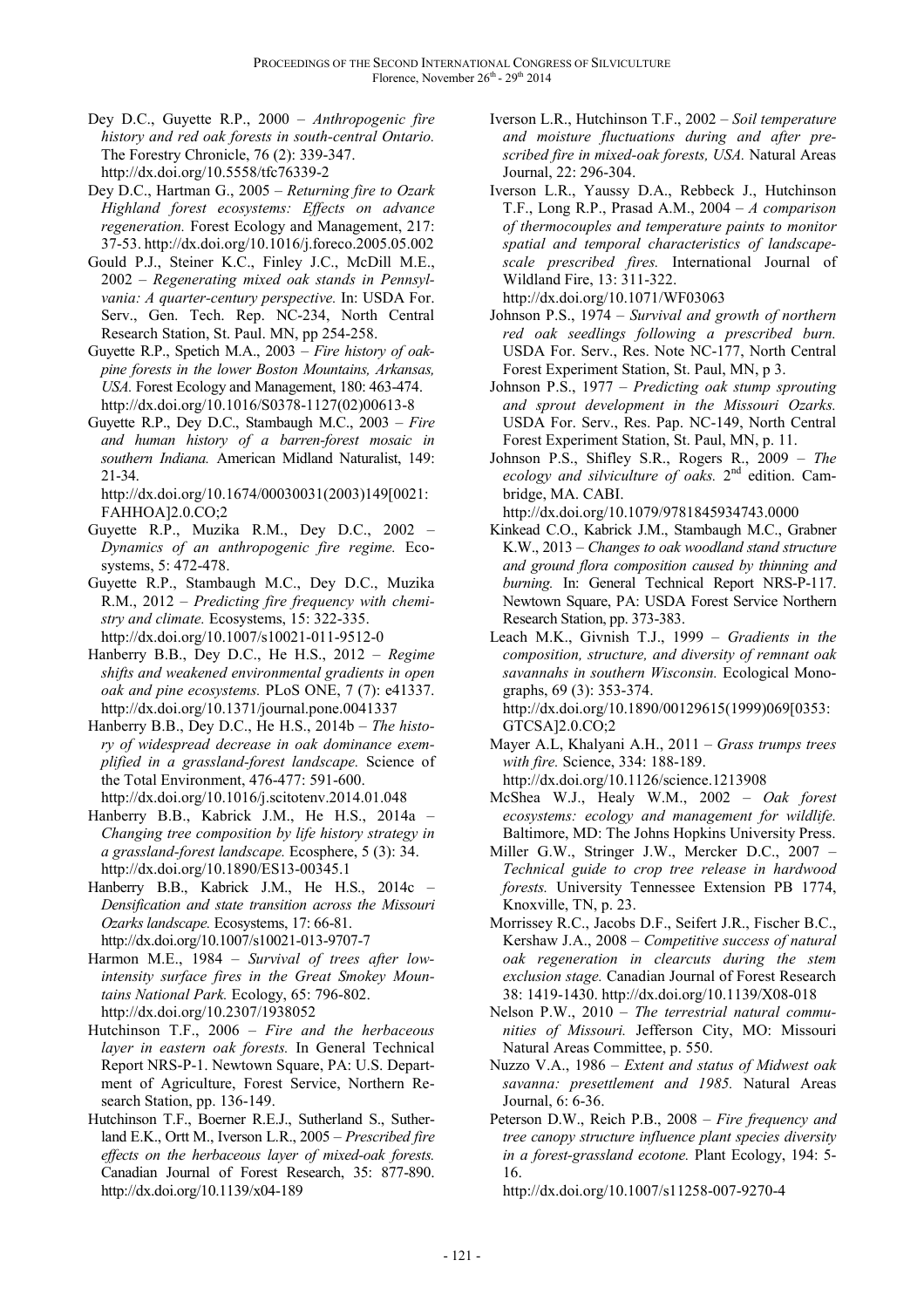Dey D.C., Guyette R.P., 2000 – *Anthropogenic fire history and red oak forests in south-central Ontario.* The Forestry Chronicle, 76 (2): 339-347. http://dx.doi.org/10.5558/tfc76339-2

Dey D.C., Hartman G., 2005 – *Returning fire to Ozark Highland forest ecosystems: Effects on advance regeneration.* Forest Ecology and Management, 217: 37-53. http://dx.doi.org/10.1016/j.foreco.2005.05.002

Gould P.J., Steiner K.C., Finley J.C., McDill M.E., 2002 – *Regenerating mixed oak stands in Pennsylvania: A quarter-century perspective.* In: USDA For. Serv., Gen. Tech. Rep. NC-234, North Central Research Station, St. Paul. MN, pp 254-258.

Guyette R.P., Spetich M.A., 2003 – *Fire history of oak-pine forests in the lower Boston Mountains, Arkansas, USA.* Forest Ecology and Management, 180: 463-474. http://dx.doi.org/10.1016/S0378-1127(02)00613-8

Guyette R.P., Dey D.C., Stambaugh M.C., 2003 – *Fire and human history of a barren-forest mosaic in southern Indiana.* American Midland Naturalist, 149: 21-34. http://dx.doi.org/10.1674/00030031(2003)149[0021:FAHHOA]2.0.CO;2

Guyette R.P., Muzika R.M., Dey D.C., 2002 – *Dynamics of an anthropogenic fire regime.* Ecosystems, 5: 472-478.

Guyette R.P., Stambaugh M.C., Dey D.C., Muzika R.M., 2012 – *Predicting fire frequency with chemistry and climate.* Ecosystems, 15: 322-335. http://dx.doi.org/10.1007/s10021-011-9512-0

Hanberry B.B., Dey D.C., He H.S., 2012 – *Regime shifts and weakened environmental gradients in open oak and pine ecosystems.* PLoS ONE, 7 (7): e41337. http://dx.doi.org/10.1371/journal.pone.0041337

Hanberry B.B., Dey D.C., He H.S., 2014b – *The history of widespread decrease in oak dominance exemplified in a grassland-forest landscape.* Science of the Total Environment, 476-477: 591-600. http://dx.doi.org/10.1016/j.scitotenv.2014.01.048

Hanberry B.B., Kabrick J.M., He H.S., 2014a – *Changing tree composition by life history strategy in a grassland-forest landscape.* Ecosphere, 5 (3): 34. http://dx.doi.org/10.1890/ES13-00345.1

Hanberry B.B., Kabrick J.M., He H.S., 2014c – *Densification and state transition across the Missouri Ozarks landscape.* Ecosystems, 17: 66-81. http://dx.doi.org/10.1007/s10021-013-9707-7

Harmon M.E., 1984 – *Survival of trees after low-intensity surface fires in the Great Smokey Mountains National Park.* Ecology, 65: 796-802. http://dx.doi.org/10.2307/1938052

Hutchinson T.F., 2006 – *Fire and the herbaceous layer in eastern oak forests.* In General Technical Report NRS-P-1. Newtown Square, PA: U.S. Department of Agriculture, Forest Service, Northern Research Station, pp. 136-149.

Hutchinson T.F., Boerner R.E.J., Sutherland S., Sutherland E.K., Ortt M., Iverson L.R., 2005 – *Prescribed fire effects on the herbaceous layer of mixed-oak forests.* Canadian Journal of Forest Research, 35: 877-890. http://dx.doi.org/10.1139/x04-189

Iverson L.R., Hutchinson T.F., 2002 – *Soil temperature and moisture fluctuations during and after prescribed fire in mixed-oak forests, USA.* Natural Areas Journal, 22: 296-304.

Iverson L.R., Yaussy D.A., Rebbeck J., Hutchinson T.F., Long R.P., Prasad A.M., 2004 – *A comparison of thermocouples and temperature paints to monitor spatial and temporal characteristics of landscape-scale prescribed fires.* International Journal of Wildland Fire, 13: 311-322. http://dx.doi.org/10.1071/WF03063

Johnson P.S., 1974 – *Survival and growth of northern red oak seedlings following a prescribed burn.* USDA For. Serv., Res. Note NC-177, North Central Forest Experiment Station, St. Paul, MN, p 3.

Johnson P.S., 1977 – *Predicting oak stump sprouting and sprout development in the Missouri Ozarks.* USDA For. Serv., Res. Pap. NC-149, North Central Forest Experiment Station, St. Paul, MN, p. 11.

Johnson P.S., Shifley S.R., Rogers R., 2009 – *The ecology and silviculture of oaks.* 2nd edition. Cambridge, MA. CABI. http://dx.doi.org/10.1079/9781845934743.0000

Kinkead C.O., Kabrick J.M., Stambaugh M.C., Grabner K.W., 2013 – *Changes to oak woodland stand structure and ground flora composition caused by thinning and burning.* In: General Technical Report NRS-P-117. Newtown Square, PA: USDA Forest Service Northern Research Station, pp. 373-383.

Leach M.K., Givnish T.J., 1999 – *Gradients in the composition, structure, and diversity of remnant oak savannahs in southern Wisconsin.* Ecological Monographs, 69 (3): 353-374. http://dx.doi.org/10.1890/00129615(1999)069[0353:GTCSA]2.0.CO;2

Mayer A.L, Khalyani A.H., 2011 – *Grass trumps trees with fire.* Science, 334: 188-189. http://dx.doi.org/10.1126/science.1213908

McShea W.J., Healy W.M., 2002 – *Oak forest ecosystems: ecology and management for wildlife.* Baltimore, MD: The Johns Hopkins University Press.

Miller G.W., Stringer J.W., Mercker D.C., 2007 – *Technical guide to crop tree release in hardwood forests.* University Tennessee Extension PB 1774, Knoxville, TN, p. 23.

Morrissey R.C., Jacobs D.F., Seifert J.R., Fischer B.C., Kershaw J.A., 2008 – *Competitive success of natural oak regeneration in clearcuts during the stem exclusion stage.* Canadian Journal of Forest Research 38: 1419-1430. http://dx.doi.org/10.1139/X08-018

Nelson P.W., 2010 – *The terrestrial natural communities of Missouri.* Jefferson City, MO: Missouri Natural Areas Committee, p. 550.

Nuzzo V.A., 1986 – *Extent and status of Midwest oak savanna: presettlement and 1985.* Natural Areas Journal, 6: 6-36.

Peterson D.W., Reich P.B., 2008 – *Fire frequency and tree canopy structure influence plant species diversity in a forest-grassland ecotone.* Plant Ecology, 194: 5-16. http://dx.doi.org/10.1007/s11258-007-9270-4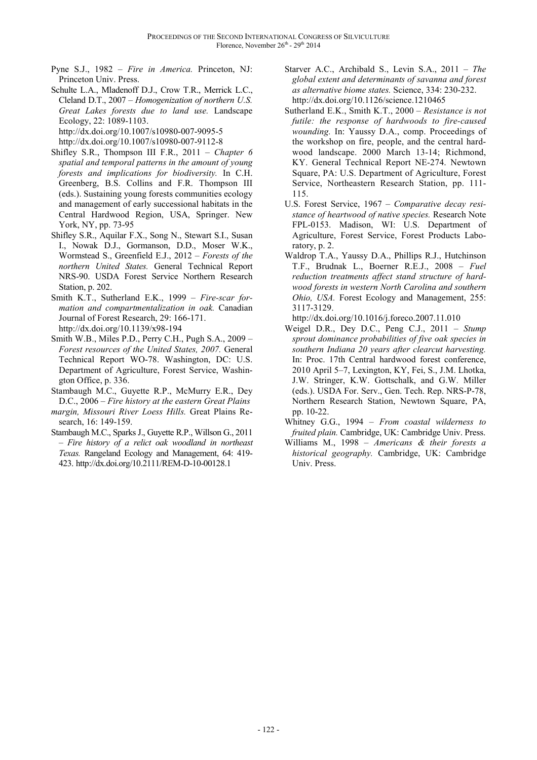Pyne S.J., 1982 – *Fire in America.* Princeton, NJ: Princeton Univ. Press.

Schulte L.A., Mladenoff D.J., Crow T.R., Merrick L.C., Cleland D.T., 2007 – *Homogenization of northern U.S. Great Lakes forests due to land use.* Landscape Ecology, 22: 1089-1103.
http://dx.doi.org/10.1007/s10980-007-9095-5
http://dx.doi.org/10.1007/s10980-007-9112-8

Shifley S.R., Thompson III F.R., 2011 – *Chapter 6 spatial and temporal patterns in the amount of young forests and implications for biodiversity.* In C.H. Greenberg, B.S. Collins and F.R. Thompson III (eds.). Sustaining young forests communities ecology and management of early successional habitats in the Central Hardwood Region, USA, Springer. New York, NY, pp. 73-95

Shifley S.R., Aquilar F.X., Song N., Stewart S.I., Susan I., Nowak D.J., Gormanson, D.D., Moser W.K., Wormstead S., Greenfield E.J., 2012 – *Forests of the northern United States.* General Technical Report NRS-90. USDA Forest Service Northern Research Station, p. 202.

Smith K.T., Sutherland E.K., 1999 – *Fire-scar formation and compartmentalization in oak.* Canadian Journal of Forest Research, 29: 166-171.
http://dx.doi.org/10.1139/x98-194

Smith W.B., Miles P.D., Perry C.H., Pugh S.A., 2009 – *Forest resources of the United States, 2007.* General Technical Report WO-78. Washington, DC: U.S. Department of Agriculture, Forest Service, Washington Office, p. 336.

Stambaugh M.C., Guyette R.P., McMurry E.R., Dey D.C., 2006 – *Fire history at the eastern Great Plains margin, Missouri River Loess Hills.* Great Plains Research, 16: 149-159.

Stambaugh M.C., Sparks J., Guyette R.P., Willson G., 2011 – *Fire history of a relict oak woodland in northeast Texas.* Rangeland Ecology and Management, 64: 419-423. http://dx.doi.org/10.2111/REM-D-10-00128.1

Starver A.C., Archibald S., Levin S.A., 2011 – *The global extent and determinants of savanna and forest as alternative biome states.* Science, 334: 230-232.
http://dx.doi.org/10.1126/science.1210465

Sutherland E.K., Smith K.T., 2000 – *Resistance is not futile: the response of hardwoods to fire-caused wounding.* In: Yaussy D.A., comp. Proceedings of the workshop on fire, people, and the central hardwood landscape. 2000 March 13-14; Richmond, KY. General Technical Report NE-274. Newtown Square, PA: U.S. Department of Agriculture, Forest Service, Northeastern Research Station, pp. 111-115.

U.S. Forest Service, 1967 – *Comparative decay resistance of heartwood of native species.* Research Note FPL-0153. Madison, WI: U.S. Department of Agriculture, Forest Service, Forest Products Laboratory, p. 2.

Waldrop T.A., Yaussy D.A., Phillips R.J., Hutchinson T.F., Brudnak L., Boerner R.E.J., 2008 – *Fuel reduction treatments affect stand structure of hardwood forests in western North Carolina and southern Ohio, USA.* Forest Ecology and Management, 255: 3117-3129.
http://dx.doi.org/10.1016/j.foreco.2007.11.010

Weigel D.R., Dey D.C., Peng C.J., 2011 – *Stump sprout dominance probabilities of five oak species in southern Indiana 20 years after clearcut harvesting.* In: Proc. 17th Central hardwood forest conference, 2010 April 5–7, Lexington, KY, Fei, S., J.M. Lhotka, J.W. Stringer, K.W. Gottschalk, and G.W. Miller (eds.). USDA For. Serv., Gen. Tech. Rep. NRS-P-78, Northern Research Station, Newtown Square, PA, pp. 10-22.

Whitney G.G., 1994 – *From coastal wilderness to fruited plain.* Cambridge, UK: Cambridge Univ. Press.

Williams M., 1998 – *Americans & their forests a historical geography.* Cambridge, UK: Cambridge Univ. Press.